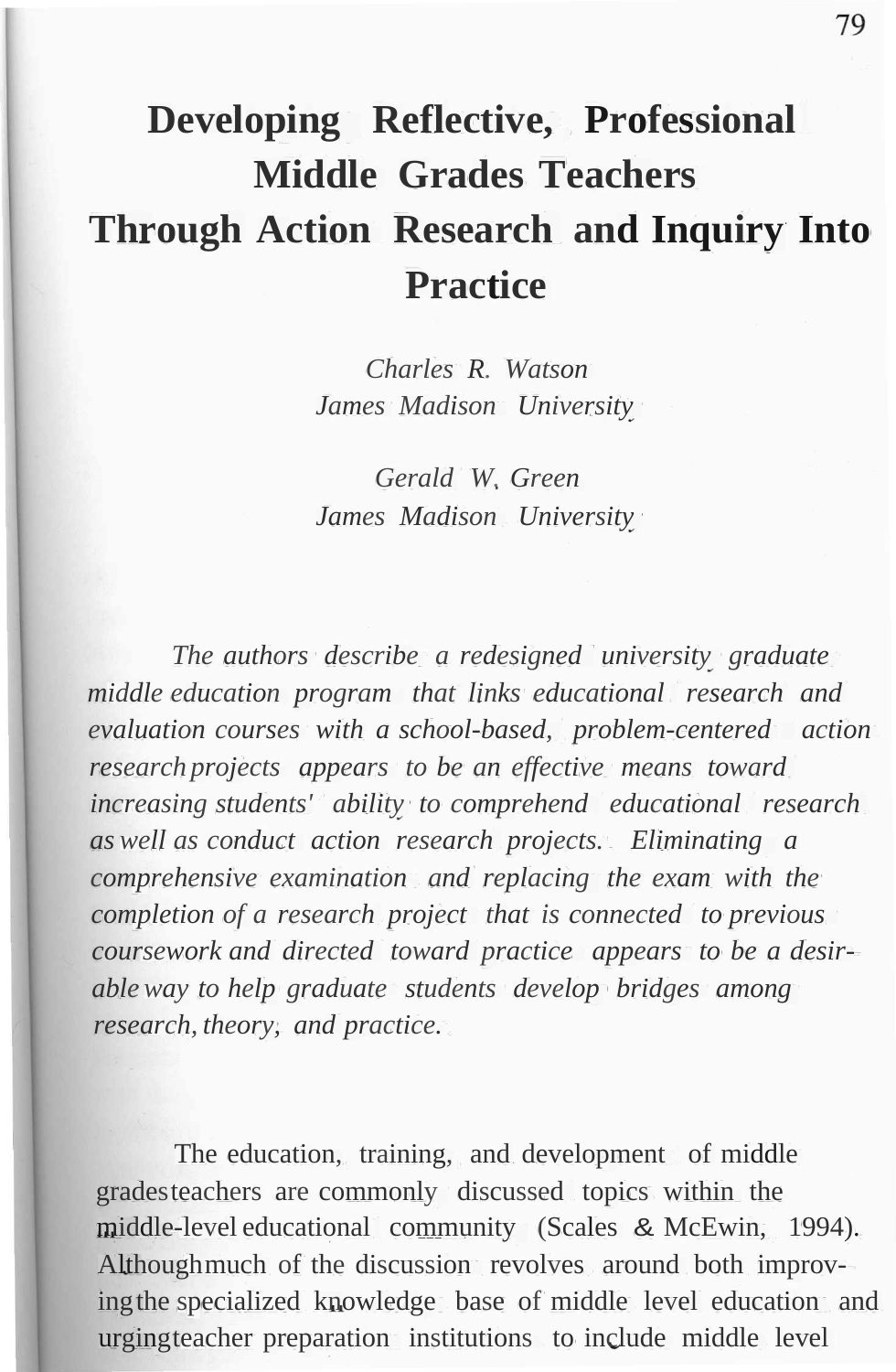# Developing Reflective, Professional Middle Grades Teachers Through Action Research and Inquiry Into Practice

*Charles R. Watson*
*James Madison University*

*Gerald W. Green*
*James Madison University*

*The authors describe a redesigned university graduate middle education program that links educational research and evaluation courses with a school-based, problem-centered action research projects appears to be an effective means toward increasing students' ability to comprehend educational research as well as conduct action research projects. Eliminating a comprehensive examination and replacing the exam with the completion of a research project that is connected to previous coursework and directed toward practice appears to be a desirable way to help graduate students develop bridges among research, theory, and practice.*

The education, training, and development of middle grades teachers are commonly discussed topics within the middle-level educational community (Scales & McEwin, 1994). Although much of the discussion revolves around both improving the specialized knowledge base of middle level education and urging teacher preparation institutions to include middle level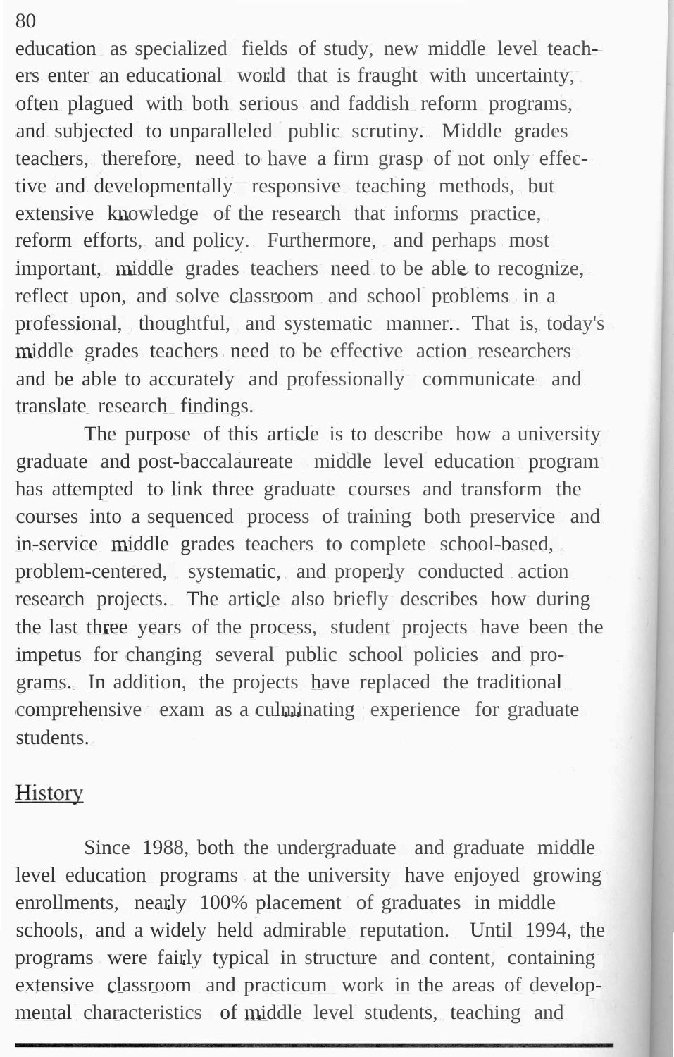education as specialized fields of study, new middle level teachers enter an educational world that is fraught with uncertainty, often plagued with both serious and faddish reform programs, and subjected to unparalleled public scrutiny. Middle grades teachers, therefore, need to have a firm grasp of not only effective and developmentally responsive teaching methods, but extensive knowledge of the research that informs practice, reform efforts, and policy. Furthermore, and perhaps most important, middle grades teachers need to be able to recognize, reflect upon, and solve classroom and school problems in a professional, thoughtful, and systematic manner. That is, today's middle grades teachers need to be effective action researchers and be able to accurately and professionally communicate and translate research findings.

The purpose of this article is to describe how a university graduate and post-baccalaureate middle level education program has attempted to link three graduate courses and transform the courses into a sequenced process of training both preservice and in-service middle grades teachers to complete school-based, problem-centered, systematic, and properly conducted action research projects. The article also briefly describes how during the last three years of the process, student projects have been the impetus for changing several public school policies and programs. In addition, the projects have replaced the traditional comprehensive exam as a culminating experience for graduate students.

## History

Since 1988, both the undergraduate and graduate middle level education programs at the university have enjoyed growing enrollments, nearly 100% placement of graduates in middle schools, and a widely held admirable reputation. Until 1994, the programs were fairly typical in structure and content, containing extensive classroom and practicum work in the areas of developmental characteristics of middle level students, teaching and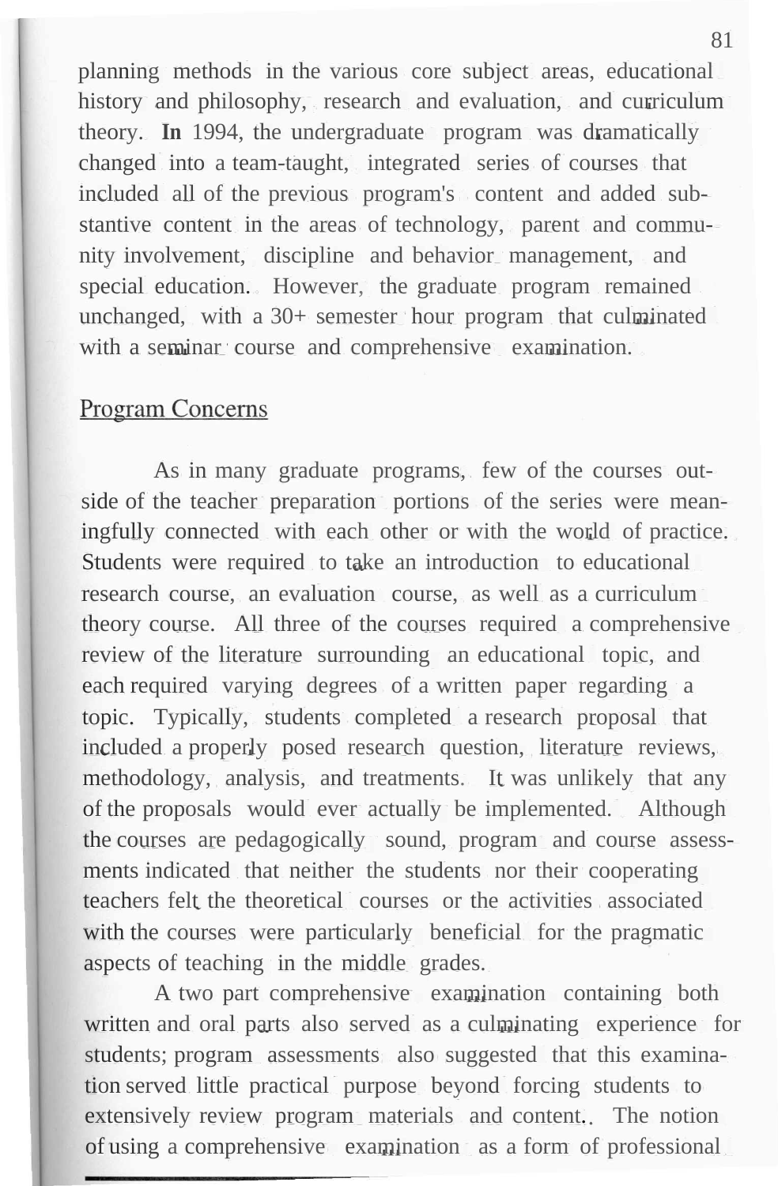planning methods in the various core subject areas, educational history and philosophy, research and evaluation, and curriculum theory. **In** 1994, the undergraduate program was dramatically changed into a team-taught, integrated series of courses that included all of the previous program's content and added substantive content in the areas of technology, parent and community involvement, discipline and behavior management, and special education. However, the graduate program remained unchanged, with a 30+ semester hour program that culminated with a seminar course and comprehensive examination.

## Program Concerns

As in many graduate programs, few of the courses outside of the teacher preparation portions of the series were meaningfully connected with each other or with the world of practice. Students were required to take an introduction to educational research course, an evaluation course, as well as a curriculum theory course. All three of the courses required a comprehensive review of the literature surrounding an educational topic, and each required varying degrees of a written paper regarding a topic. Typically, students completed a research proposal that included a properly posed research question, literature reviews, methodology, analysis, and treatments. It was unlikely that any of the proposals would ever actually be implemented. Although the courses are pedagogically sound, program and course assessments indicated that neither the students nor their cooperating teachers felt the theoretical courses or the activities associated with the courses were particularly beneficial for the pragmatic aspects of teaching in the middle grades.

A two part comprehensive examination containing both written and oral parts also served as a culminating experience for students; program assessments also suggested that this examination served little practical purpose beyond forcing students to extensively review program materials and content. The notion of using a comprehensive examination as a form of professional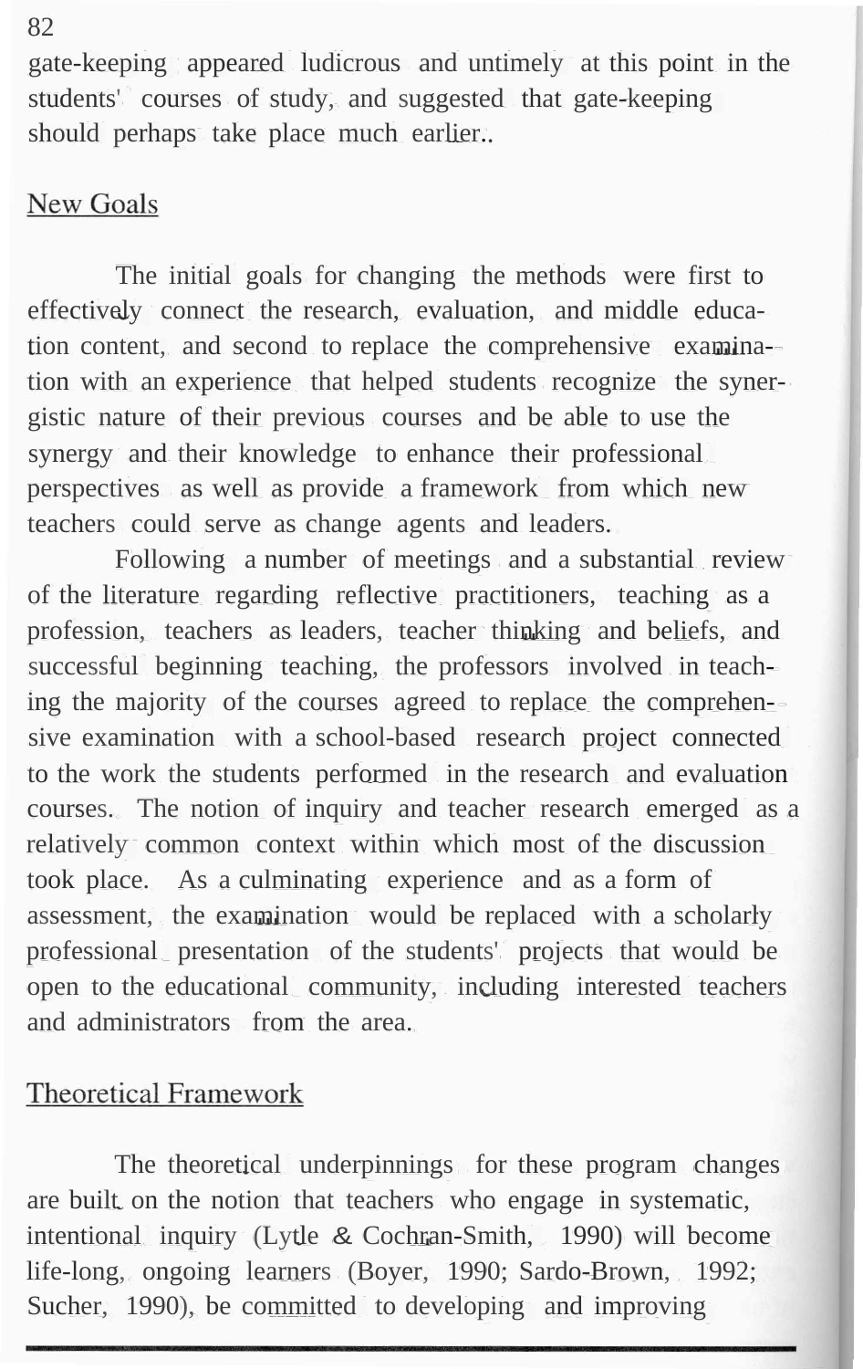gate-keeping appeared ludicrous and untimely at this point in the students' courses of study, and suggested that gate-keeping should perhaps take place much earlier.

## New Goals

The initial goals for changing the methods were first to effectively connect the research, evaluation, and middle education content, and second to replace the comprehensive examination with an experience that helped students recognize the synergistic nature of their previous courses and be able to use the synergy and their knowledge to enhance their professional perspectives as well as provide a framework from which new teachers could serve as change agents and leaders.

Following a number of meetings and a substantial review of the literature regarding reflective practitioners, teaching as a profession, teachers as leaders, teacher thinking and beliefs, and successful beginning teaching, the professors involved in teaching the majority of the courses agreed to replace the comprehensive examination with a school-based research project connected to the work the students performed in the research and evaluation courses. The notion of inquiry and teacher research emerged as a relatively common context within which most of the discussion took place. As a culminating experience and as a form of assessment, the examination would be replaced with a scholarly professional presentation of the students' projects that would be open to the educational community, including interested teachers and administrators from the area.

## Theoretical Framework

The theoretical underpinnings for these program changes are built on the notion that teachers who engage in systematic, intentional inquiry (Lytle & Cochran-Smith, 1990) will become life-long, ongoing learners (Boyer, 1990; Sardo-Brown, 1992; Sucher, 1990), be committed to developing and improving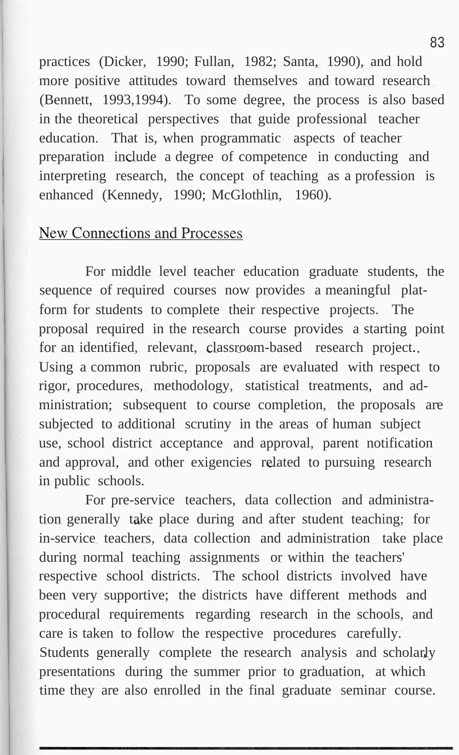practices (Dicker, 1990; Fullan, 1982; Santa, 1990), and hold more positive attitudes toward themselves and toward research (Bennett, 1993,1994). To some degree, the process is also based in the theoretical perspectives that guide professional teacher education. That is, when programmatic aspects of teacher preparation include a degree of competence in conducting and interpreting research, the concept of teaching as a profession is enhanced (Kennedy, 1990; McGlothlin, 1960).

## New Connections and Processes

For middle level teacher education graduate students, the sequence of required courses now provides a meaningful platform for students to complete their respective projects. The proposal required in the research course provides a starting point for an identified, relevant, classroom-based research project.. Using a common rubric, proposals are evaluated with respect to rigor, procedures, methodology, statistical treatments, and administration; subsequent to course completion, the proposals are subjected to additional scrutiny in the areas of human subject use, school district acceptance and approval, parent notification and approval, and other exigencies related to pursuing research in public schools.

For pre-service teachers, data collection and administration generally take place during and after student teaching; for in-service teachers, data collection and administration take place during normal teaching assignments or within the teachers' respective school districts. The school districts involved have been very supportive; the districts have different methods and procedural requirements regarding research in the schools, and care is taken to follow the respective procedures carefully. Students generally complete the research analysis and scholarly presentations during the summer prior to graduation, at which time they are also enrolled in the final graduate seminar course.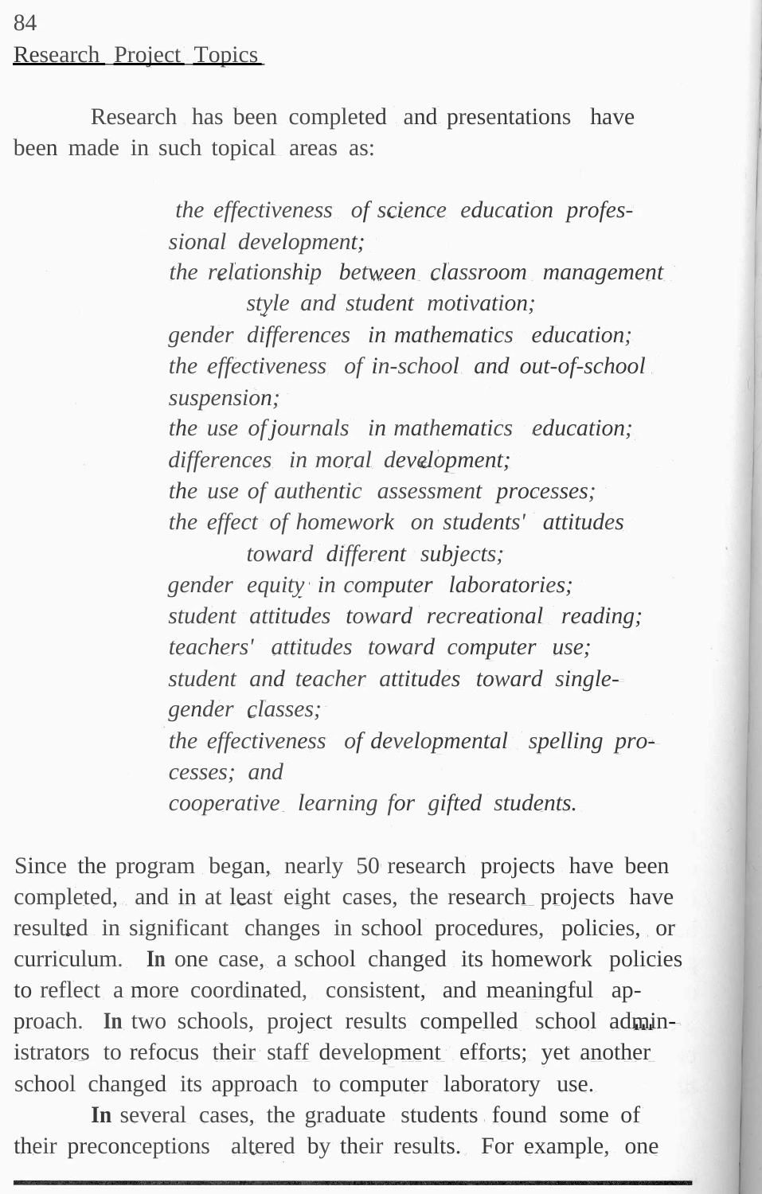## Research Project Topics

Research has been completed and presentations have been made in such topical areas as:

- *the effectiveness of science education professional development;*
- *the relationship between classroom management style and student motivation;*
- *gender differences in mathematics education;*
- *the effectiveness of in-school and out-of-school suspension;*
- *the use of journals in mathematics education;*
- *differences in moral development;*
- *the use of authentic assessment processes;*
- *the effect of homework on students' attitudes toward different subjects;*
- *gender equity in computer laboratories;*
- *student attitudes toward recreational reading;*
- *teachers' attitudes toward computer use;*
- *student and teacher attitudes toward single-gender classes;*
- *the effectiveness of developmental spelling processes; and*
- *cooperative learning for gifted students.*

Since the program began, nearly 50 research projects have been completed, and in at least eight cases, the research projects have resulted in significant changes in school procedures, policies, or curriculum. In one case, a school changed its homework policies to reflect a more coordinated, consistent, and meaningful approach. In two schools, project results compelled school administrators to refocus their staff development efforts; yet another school changed its approach to computer laboratory use.

In several cases, the graduate students found some of their preconceptions altered by their results. For example, one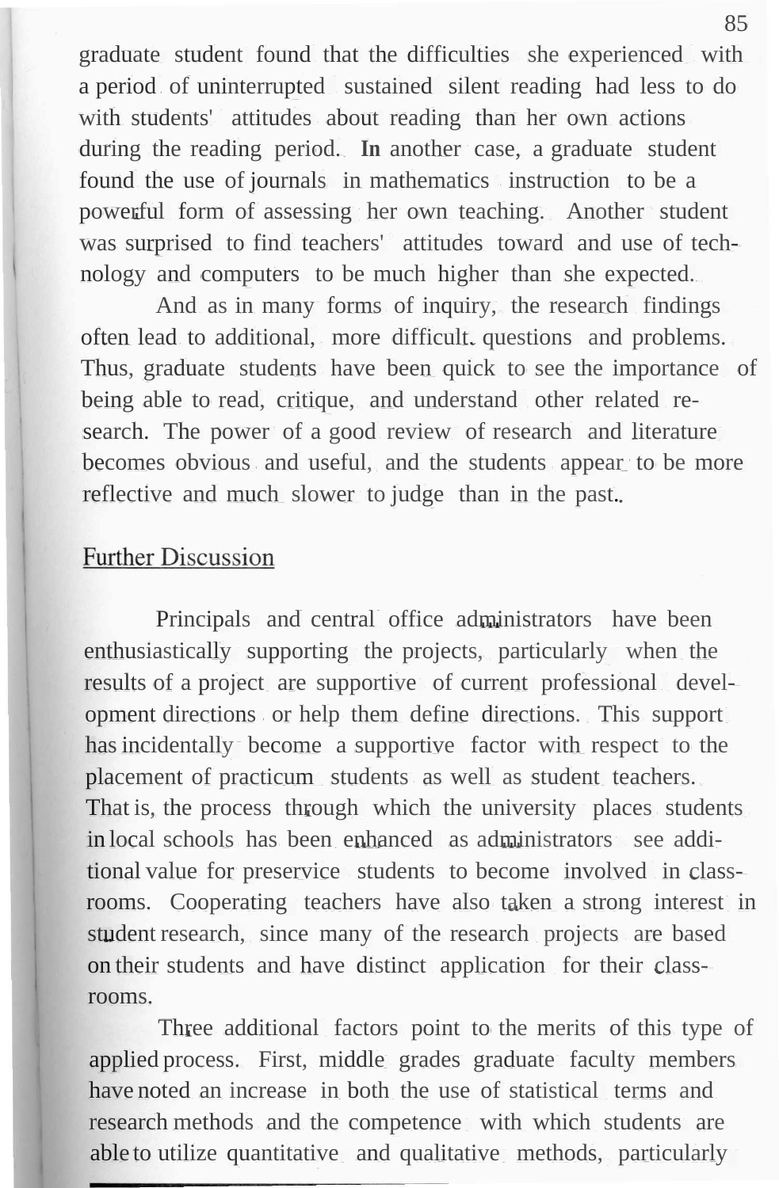graduate student found that the difficulties she experienced with a period of uninterrupted sustained silent reading had less to do with students' attitudes about reading than her own actions during the reading period. **In** another case, a graduate student found the use of journals in mathematics instruction to be a powerful form of assessing her own teaching. Another student was surprised to find teachers' attitudes toward and use of technology and computers to be much higher than she expected.

And as in many forms of inquiry, the research findings often lead to additional, more difficult questions and problems. Thus, graduate students have been quick to see the importance of being able to read, critique, and understand other related research. The power of a good review of research and literature becomes obvious and useful, and the students appear to be more reflective and much slower to judge than in the past.

## Further Discussion

Principals and central office administrators have been enthusiastically supporting the projects, particularly when the results of a project are supportive of current professional development directions or help them define directions. This support has incidentally become a supportive factor with respect to the placement of practicum students as well as student teachers. That is, the process through which the university places students in local schools has been enhanced as administrators see additional value for preservice students to become involved in classrooms. Cooperating teachers have also taken a strong interest in student research, since many of the research projects are based on their students and have distinct application for their classrooms.

Three additional factors point to the merits of this type of applied process. First, middle grades graduate faculty members have noted an increase in both the use of statistical terms and research methods and the competence with which students are able to utilize quantitative and qualitative methods, particularly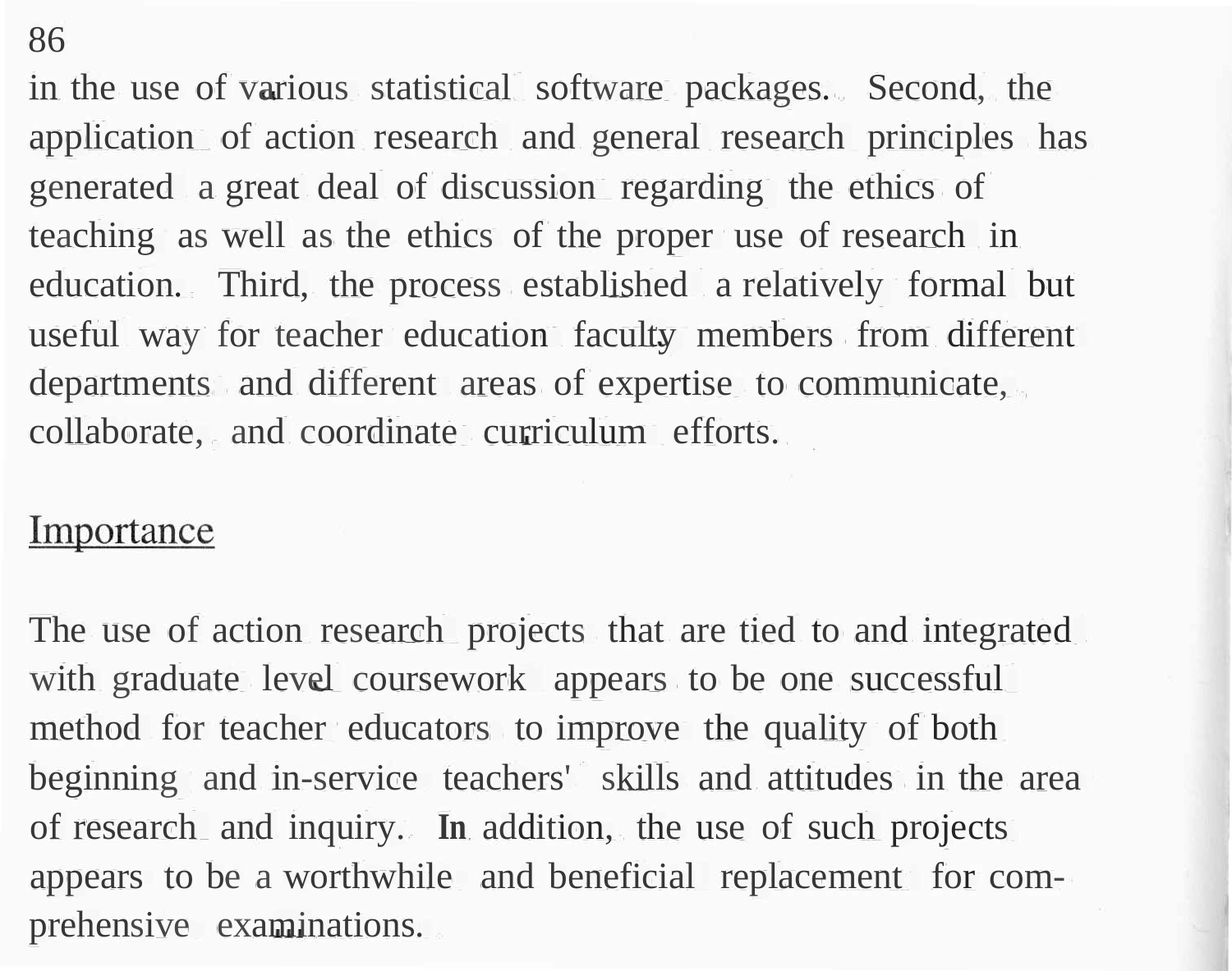in the use of various statistical software packages. Second, the application of action research and general research principles has generated a great deal of discussion regarding the ethics of teaching as well as the ethics of the proper use of research in education. Third, the process established a relatively formal but useful way for teacher education faculty members from different departments and different areas of expertise to communicate, collaborate, and coordinate curriculum efforts.

## Importance

The use of action research projects that are tied to and integrated with graduate level coursework appears to be one successful method for teacher educators to improve the quality of both beginning and in-service teachers' skills and attitudes in the area of research and inquiry. In addition, the use of such projects appears to be a worthwhile and beneficial replacement for comprehensive examinations.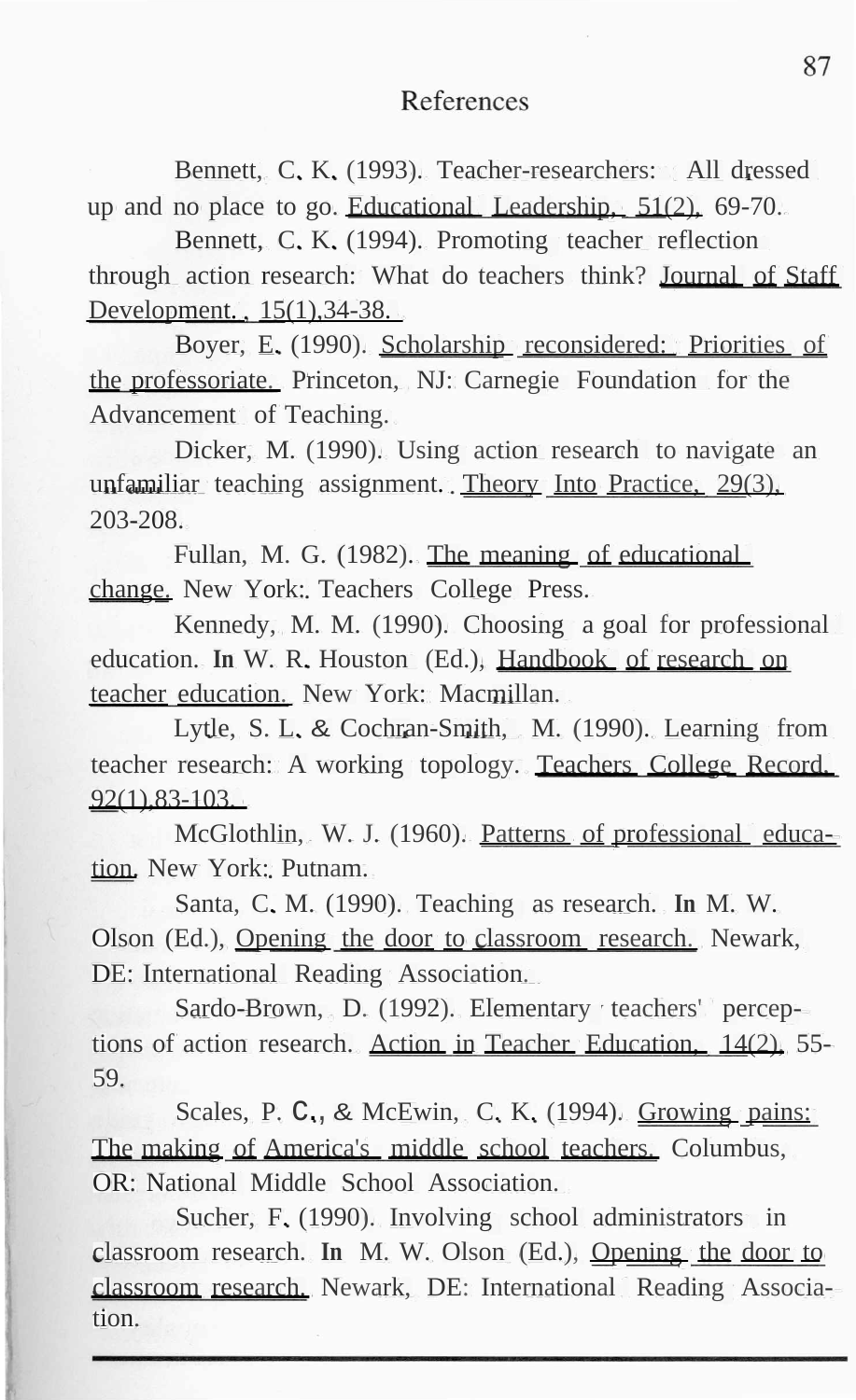# References

Bennett, C. K. (1993). Teacher-researchers: All dressed up and no place to go. Educational Leadership, 51(2), 69-70.

Bennett, C. K. (1994). Promoting teacher reflection through action research: What do teachers think? Journal of Staff Development, 15(1), 34-38.

Boyer, E. (1990). Scholarship reconsidered: Priorities of the professoriate. Princeton, NJ: Carnegie Foundation for the Advancement of Teaching.

Dicker, M. (1990). Using action research to navigate an unfamiliar teaching assignment. Theory Into Practice, 29(3), 203-208.

Fullan, M. G. (1982). The meaning of educational change. New York: Teachers College Press.

Kennedy, M. M. (1990). Choosing a goal for professional education. In W. R. Houston (Ed.), Handbook of research on teacher education. New York: Macmillan.

Lytle, S. L. & Cochran-Smith, M. (1990). Learning from teacher research: A working topology. Teachers College Record, 92(1), 83-103.

McGlothlin, W. J. (1960). Patterns of professional education. New York: Putnam.

Santa, C. M. (1990). Teaching as research. In M. W. Olson (Ed.), Opening the door to classroom research. Newark, DE: International Reading Association.

Sardo-Brown, D. (1992). Elementary teachers' perceptions of action research. Action in Teacher Education, 14(2), 55-59.

Scales, P. C., & McEwin, C. K. (1994). Growing pains: The making of America's middle school teachers. Columbus, OR: National Middle School Association.

Sucher, F. (1990). Involving school administrators in classroom research. In M. W. Olson (Ed.), Opening the door to classroom research. Newark, DE: International Reading Association.